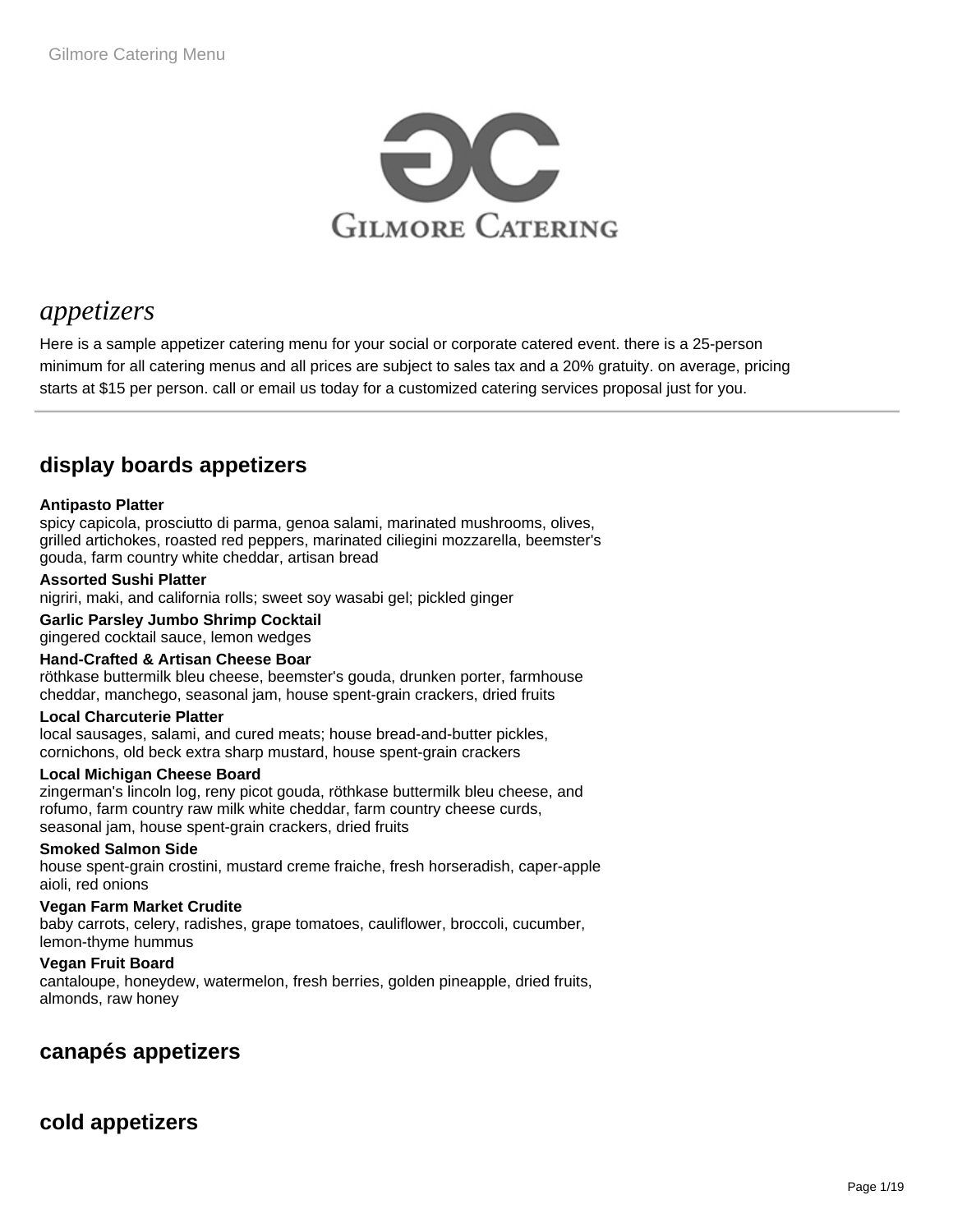# appetizers

Here is a sample appetizer catering menu for your social or corporate catered event. there is a 25-person minimum for all catering menus and all prices are subject to sales tax and a 20% gratuity. on average, pricing starts at $15 per person. call or email us today for a customized catering services proposal just for you.

## display boards appetizers

**Antipasto Platter**
spicy capicola, prosciutto di parma, genoa salami, marinated mushrooms, olives, grilled artichokes, roasted red peppers, marinated ciliegini mozzarella, beemster's gouda, farm country white cheddar, artisan bread

**Assorted Sushi Platter**
nigriri, maki, and california rolls; sweet soy wasabi gel; pickled ginger

**Garlic Parsley Jumbo Shrimp Cocktail**
gingered cocktail sauce, lemon wedges

**Hand-Crafted & Artisan Cheese Boar**
röthkase buttermilk bleu cheese, beemster's gouda, drunken porter, farmhouse cheddar, manchego, seasonal jam, house spent-grain crackers, dried fruits

**Local Charcuterie Platter**
local sausages, salami, and cured meats; house bread-and-butter pickles, cornichons, old beck extra sharp mustard, house spent-grain crackers

**Local Michigan Cheese Board**
zingerman's lincoln log, reny picot gouda, röthkase buttermilk bleu cheese, and rofumo, farm country raw milk white cheddar, farm country cheese curds, seasonal jam, house spent-grain crackers, dried fruits

**Smoked Salmon Side**
house spent-grain crostini, mustard creme fraiche, fresh horseradish, caper-apple aioli, red onions

**Vegan Farm Market Crudite**
baby carrots, celery, radishes, grape tomatoes, cauliflower, broccoli, cucumber, lemon-thyme hummus

**Vegan Fruit Board**
cantaloupe, honeydew, watermelon, fresh berries, golden pineapple, dried fruits, almonds, raw honey

## canapés appetizers

## cold appetizers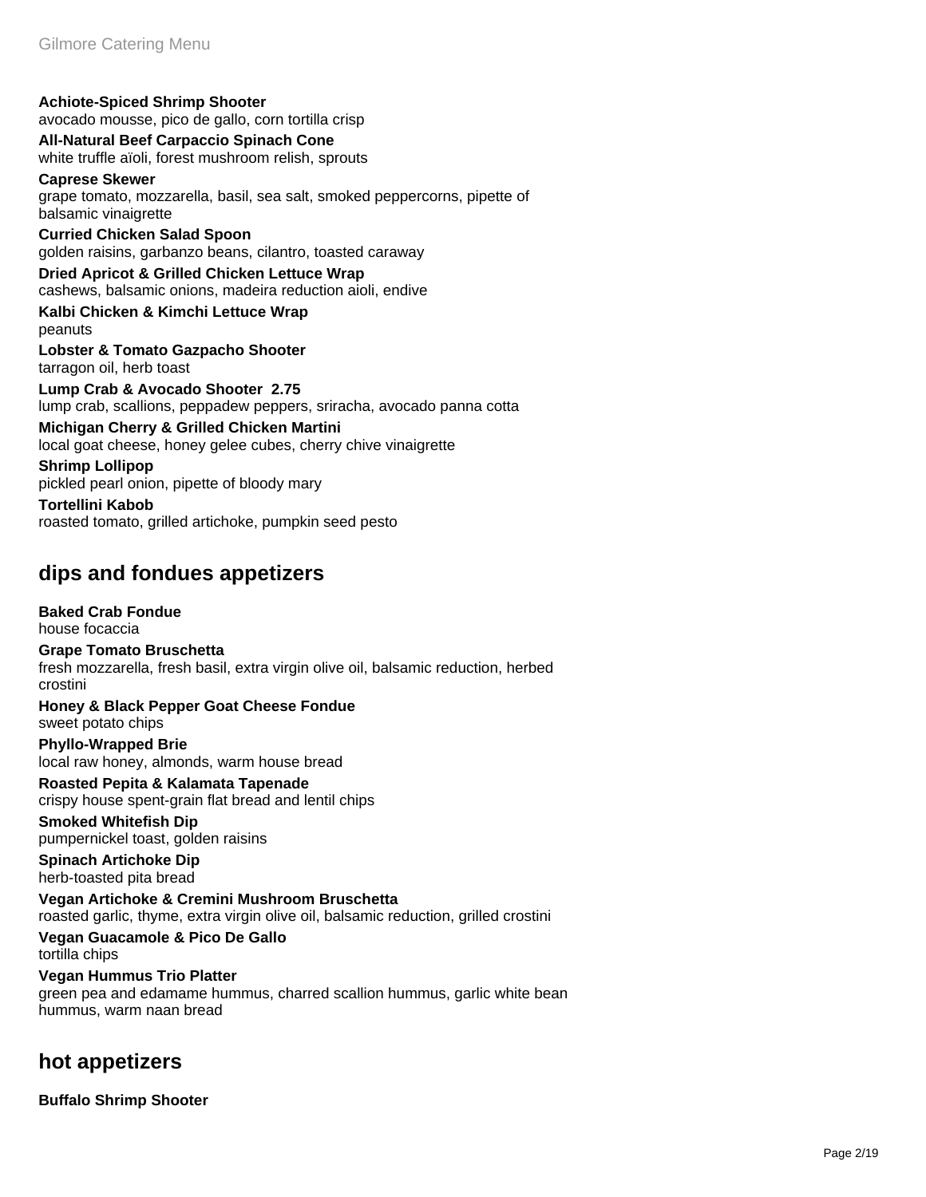**Achiote-Spiced Shrimp Shooter**
avocado mousse, pico de gallo, corn tortilla crisp

**All-Natural Beef Carpaccio Spinach Cone**
white truffle aïoli, forest mushroom relish, sprouts

**Caprese Skewer**
grape tomato, mozzarella, basil, sea salt, smoked peppercorns, pipette of balsamic vinaigrette

**Curried Chicken Salad Spoon**
golden raisins, garbanzo beans, cilantro, toasted caraway

**Dried Apricot & Grilled Chicken Lettuce Wrap**
cashews, balsamic onions, madeira reduction aioli, endive

**Kalbi Chicken & Kimchi Lettuce Wrap**
peanuts

**Lobster & Tomato Gazpacho Shooter**
tarragon oil, herb toast

**Lump Crab & Avocado Shooter 2.75**
lump crab, scallions, peppadew peppers, sriracha, avocado panna cotta

**Michigan Cherry & Grilled Chicken Martini**
local goat cheese, honey gelee cubes, cherry chive vinaigrette

**Shrimp Lollipop**
pickled pearl onion, pipette of bloody mary

**Tortellini Kabob**
roasted tomato, grilled artichoke, pumpkin seed pesto

## dips and fondues appetizers

**Baked Crab Fondue**
house focaccia

**Grape Tomato Bruschetta**
fresh mozzarella, fresh basil, extra virgin olive oil, balsamic reduction, herbed crostini

**Honey & Black Pepper Goat Cheese Fondue**
sweet potato chips

**Phyllo-Wrapped Brie**
local raw honey, almonds, warm house bread

**Roasted Pepita & Kalamata Tapenade**
crispy house spent-grain flat bread and lentil chips

**Smoked Whitefish Dip**
pumpernickel toast, golden raisins

**Spinach Artichoke Dip**
herb-toasted pita bread

**Vegan Artichoke & Cremini Mushroom Bruschetta**
roasted garlic, thyme, extra virgin olive oil, balsamic reduction, grilled crostini

**Vegan Guacamole & Pico De Gallo**
tortilla chips

**Vegan Hummus Trio Platter**
green pea and edamame hummus, charred scallion hummus, garlic white bean hummus, warm naan bread

## hot appetizers

**Buffalo Shrimp Shooter**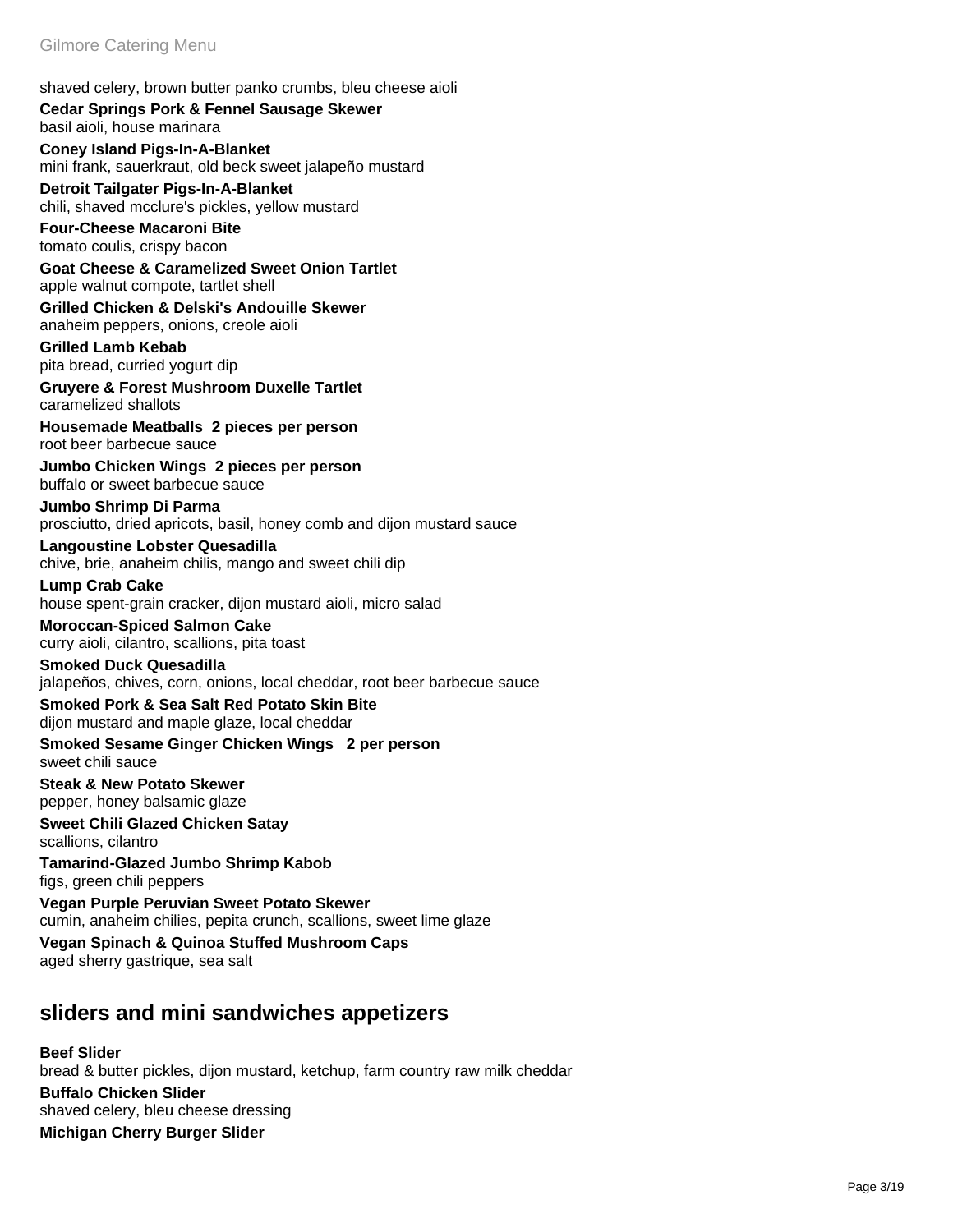shaved celery, brown butter panko crumbs, bleu cheese aioli

**Cedar Springs Pork & Fennel Sausage Skewer**
basil aioli, house marinara

**Coney Island Pigs-In-A-Blanket**
mini frank, sauerkraut, old beck sweet jalapeño mustard

**Detroit Tailgater Pigs-In-A-Blanket**
chili, shaved mcclure's pickles, yellow mustard

**Four-Cheese Macaroni Bite**
tomato coulis, crispy bacon

**Goat Cheese & Caramelized Sweet Onion Tartlet**
apple walnut compote, tartlet shell

**Grilled Chicken & Delski's Andouille Skewer**
anaheim peppers, onions, creole aioli

**Grilled Lamb Kebab**
pita bread, curried yogurt dip

**Gruyere & Forest Mushroom Duxelle Tartlet**
caramelized shallots

**Housemade Meatballs 2 pieces per person**
root beer barbecue sauce

**Jumbo Chicken Wings 2 pieces per person**
buffalo or sweet barbecue sauce

**Jumbo Shrimp Di Parma**
prosciutto, dried apricots, basil, honey comb and dijon mustard sauce

**Langoustine Lobster Quesadilla**
chive, brie, anaheim chilis, mango and sweet chili dip

**Lump Crab Cake**
house spent-grain cracker, dijon mustard aioli, micro salad

**Moroccan-Spiced Salmon Cake**
curry aioli, cilantro, scallions, pita toast

**Smoked Duck Quesadilla**
jalapeños, chives, corn, onions, local cheddar, root beer barbecue sauce

**Smoked Pork & Sea Salt Red Potato Skin Bite**
dijon mustard and maple glaze, local cheddar

**Smoked Sesame Ginger Chicken Wings 2 per person**
sweet chili sauce

**Steak & New Potato Skewer**
pepper, honey balsamic glaze

**Sweet Chili Glazed Chicken Satay**
scallions, cilantro

**Tamarind-Glazed Jumbo Shrimp Kabob**
figs, green chili peppers

**Vegan Purple Peruvian Sweet Potato Skewer**
cumin, anaheim chilies, pepita crunch, scallions, sweet lime glaze

**Vegan Spinach & Quinoa Stuffed Mushroom Caps**
aged sherry gastrique, sea salt

## sliders and mini sandwiches appetizers

**Beef Slider**
bread & butter pickles, dijon mustard, ketchup, farm country raw milk cheddar

**Buffalo Chicken Slider**
shaved celery, bleu cheese dressing

**Michigan Cherry Burger Slider**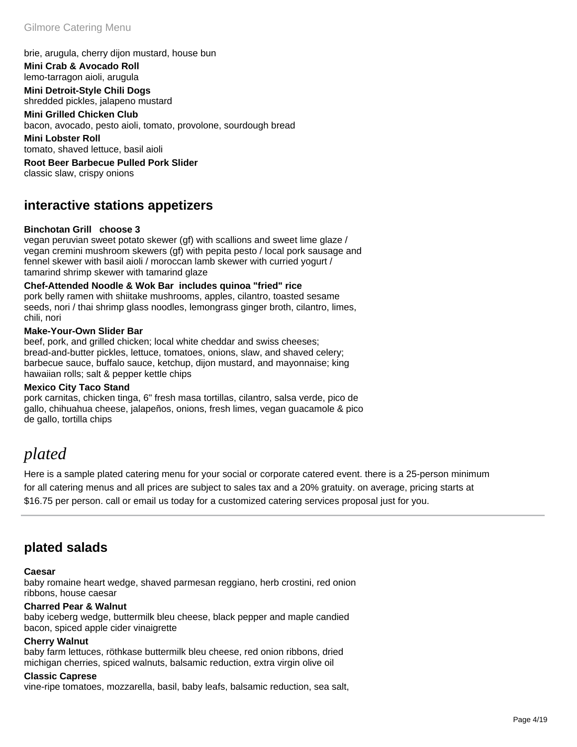brie, arugula, cherry dijon mustard, house bun

**Mini Crab & Avocado Roll**
lemo-tarragon aioli, arugula

**Mini Detroit-Style Chili Dogs**
shredded pickles, jalapeno mustard

**Mini Grilled Chicken Club**
bacon, avocado, pesto aioli, tomato, provolone, sourdough bread

**Mini Lobster Roll**
tomato, shaved lettuce, basil aioli

**Root Beer Barbecue Pulled Pork Slider**
classic slaw, crispy onions

## interactive stations appetizers

**Binchotan Grill   choose 3**
vegan peruvian sweet potato skewer (gf) with scallions and sweet lime glaze / vegan cremini mushroom skewers (gf) with pepita pesto / local pork sausage and fennel skewer with basil aioli / moroccan lamb skewer with curried yogurt / tamarind shrimp skewer with tamarind glaze

**Chef-Attended Noodle & Wok Bar  includes quinoa "fried" rice**
pork belly ramen with shiitake mushrooms, apples, cilantro, toasted sesame seeds, nori / thai shrimp glass noodles, lemongrass ginger broth, cilantro, limes, chili, nori

**Make-Your-Own Slider Bar**
beef, pork, and grilled chicken; local white cheddar and swiss cheeses; bread-and-butter pickles, lettuce, tomatoes, onions, slaw, and shaved celery; barbecue sauce, buffalo sauce, ketchup, dijon mustard, and mayonnaise; king hawaiian rolls; salt & pepper kettle chips

**Mexico City Taco Stand**
pork carnitas, chicken tinga, 6" fresh masa tortillas, cilantro, salsa verde, pico de gallo, chihuahua cheese, jalapeños, onions, fresh limes, vegan guacamole & pico de gallo, tortilla chips

# *plated*

Here is a sample plated catering menu for your social or corporate catered event. there is a 25-person minimum for all catering menus and all prices are subject to sales tax and a 20% gratuity. on average, pricing starts at $16.75 per person. call or email us today for a customized catering services proposal just for you.

---

## plated salads

**Caesar**
baby romaine heart wedge, shaved parmesan reggiano, herb crostini, red onion ribbons, house caesar

**Charred Pear & Walnut**
baby iceberg wedge, buttermilk bleu cheese, black pepper and maple candied bacon, spiced apple cider vinaigrette

**Cherry Walnut**
baby farm lettuces, röthkase buttermilk bleu cheese, red onion ribbons, dried michigan cherries, spiced walnuts, balsamic reduction, extra virgin olive oil

**Classic Caprese**
vine-ripe tomatoes, mozzarella, basil, baby leafs, balsamic reduction, sea salt,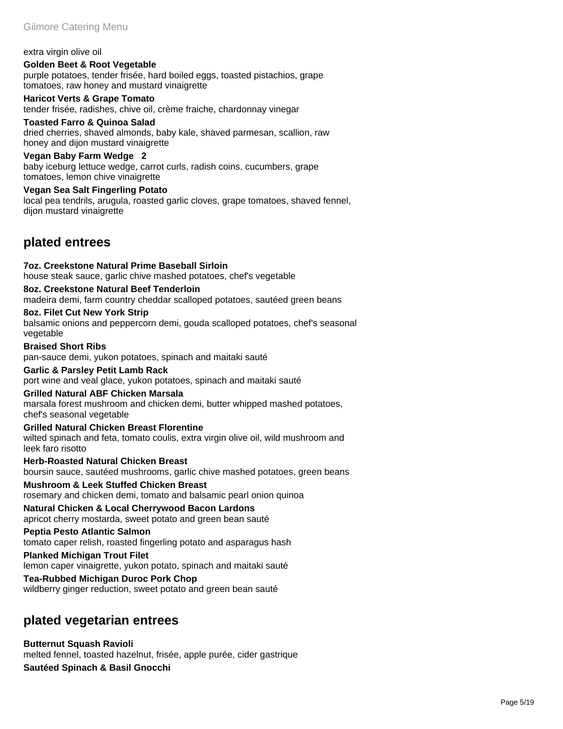extra virgin olive oil

**Golden Beet & Root Vegetable**
purple potatoes, tender frisée, hard boiled eggs, toasted pistachios, grape tomatoes, raw honey and mustard vinaigrette

**Haricot Verts & Grape Tomato**
tender frisée, radishes, chive oil, crème fraiche, chardonnay vinegar

**Toasted Farro & Quinoa Salad**
dried cherries, shaved almonds, baby kale, shaved parmesan, scallion, raw honey and dijon mustard vinaigrette

**Vegan Baby Farm Wedge 2**
baby iceburg lettuce wedge, carrot curls, radish coins, cucumbers, grape tomatoes, lemon chive vinaigrette

**Vegan Sea Salt Fingerling Potato**
local pea tendrils, arugula, roasted garlic cloves, grape tomatoes, shaved fennel, dijon mustard vinaigrette

## plated entrees

**7oz. Creekstone Natural Prime Baseball Sirloin**
house steak sauce, garlic chive mashed potatoes, chef's vegetable

**8oz. Creekstone Natural Beef Tenderloin**
madeira demi, farm country cheddar scalloped potatoes, sautéed green beans

**8oz. Filet Cut New York Strip**
balsamic onions and peppercorn demi, gouda scalloped potatoes, chef's seasonal vegetable

**Braised Short Ribs**
pan-sauce demi, yukon potatoes, spinach and maitaki sauté

**Garlic & Parsley Petit Lamb Rack**
port wine and veal glace, yukon potatoes, spinach and maitaki sauté

**Grilled Natural ABF Chicken Marsala**
marsala forest mushroom and chicken demi, butter whipped mashed potatoes, chef's seasonal vegetable

**Grilled Natural Chicken Breast Florentine**
wilted spinach and feta, tomato coulis, extra virgin olive oil, wild mushroom and leek faro risotto

**Herb-Roasted Natural Chicken Breast**
boursin sauce, sautéed mushrooms, garlic chive mashed potatoes, green beans

**Mushroom & Leek Stuffed Chicken Breast**
rosemary and chicken demi, tomato and balsamic pearl onion quinoa

**Natural Chicken & Local Cherrywood Bacon Lardons**
apricot cherry mostarda, sweet potato and green bean sauté

**Peptia Pesto Atlantic Salmon**
tomato caper relish, roasted fingerling potato and asparagus hash

**Planked Michigan Trout Filet**
lemon caper vinaigrette, yukon potato, spinach and maitaki sauté

**Tea-Rubbed Michigan Duroc Pork Chop**
wildberry ginger reduction, sweet potato and green bean sauté

## plated vegetarian entrees

**Butternut Squash Ravioli**
melted fennel, toasted hazelnut, frisée, apple purée, cider gastrique

**Sautéed Spinach & Basil Gnocchi**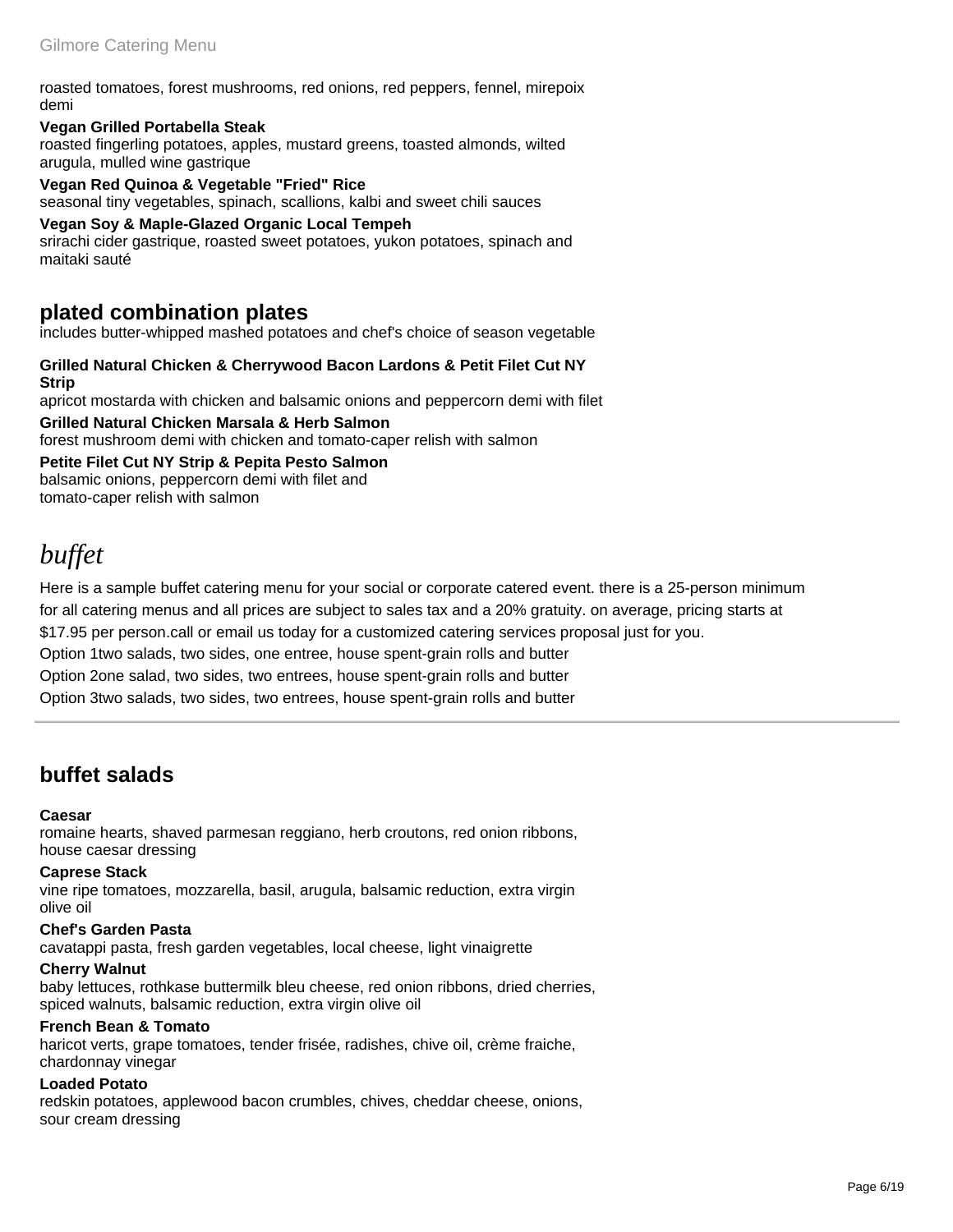roasted tomatoes, forest mushrooms, red onions, red peppers, fennel, mirepoix demi

**Vegan Grilled Portabella Steak**
roasted fingerling potatoes, apples, mustard greens, toasted almonds, wilted arugula, mulled wine gastrique

**Vegan Red Quinoa & Vegetable "Fried" Rice**
seasonal tiny vegetables, spinach, scallions, kalbi and sweet chili sauces

**Vegan Soy & Maple-Glazed Organic Local Tempeh**
srirachi cider gastrique, roasted sweet potatoes, yukon potatoes, spinach and maitaki sauté

## plated combination plates

includes butter-whipped mashed potatoes and chef's choice of season vegetable

**Grilled Natural Chicken & Cherrywood Bacon Lardons & Petit Filet Cut NY Strip**
apricot mostarda with chicken and balsamic onions and peppercorn demi with filet

**Grilled Natural Chicken Marsala & Herb Salmon**
forest mushroom demi with chicken and tomato-caper relish with salmon

**Petite Filet Cut NY Strip & Pepita Pesto Salmon**
balsamic onions, peppercorn demi with filet and tomato-caper relish with salmon

# *buffet*

Here is a sample buffet catering menu for your social or corporate catered event. there is a 25-person minimum for all catering menus and all prices are subject to sales tax and a 20% gratuity. on average, pricing starts at $17.95 per person.call or email us today for a customized catering services proposal just for you.

Option 1two salads, two sides, one entree, house spent-grain rolls and butter

Option 2one salad, two sides, two entrees, house spent-grain rolls and butter

Option 3two salads, two sides, two entrees, house spent-grain rolls and butter

---

## buffet salads

**Caesar**
romaine hearts, shaved parmesan reggiano, herb croutons, red onion ribbons, house caesar dressing

**Caprese Stack**
vine ripe tomatoes, mozzarella, basil, arugula, balsamic reduction, extra virgin olive oil

**Chef's Garden Pasta**
cavatappi pasta, fresh garden vegetables, local cheese, light vinaigrette

**Cherry Walnut**
baby lettuces, rothkase buttermilk bleu cheese, red onion ribbons, dried cherries, spiced walnuts, balsamic reduction, extra virgin olive oil

**French Bean & Tomato**
haricot verts, grape tomatoes, tender frisée, radishes, chive oil, crème fraiche, chardonnay vinegar

**Loaded Potato**
redskin potatoes, applewood bacon crumbles, chives, cheddar cheese, onions, sour cream dressing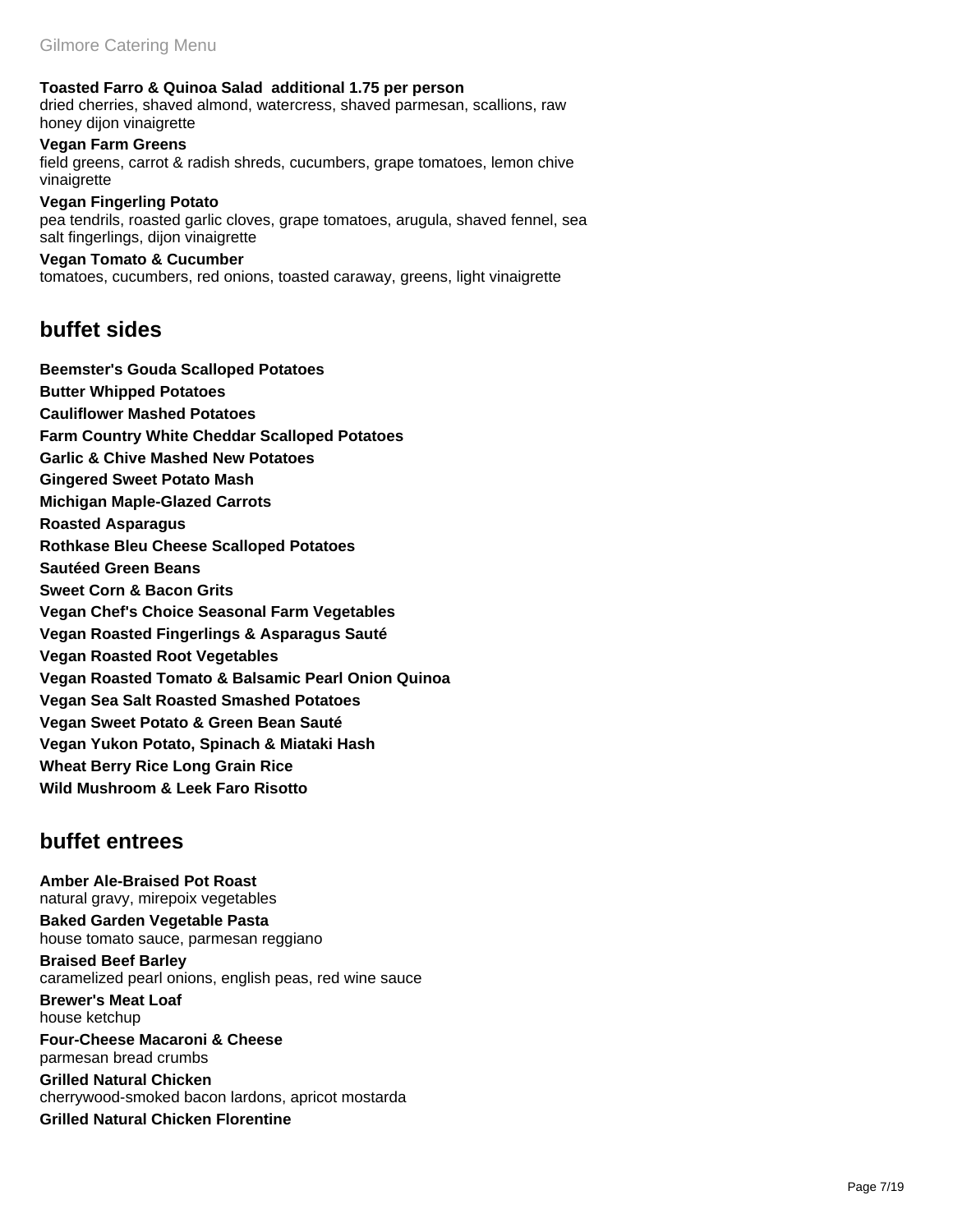**Toasted Farro & Quinoa Salad  additional 1.75 per person**
dried cherries, shaved almond, watercress, shaved parmesan, scallions, raw honey dijon vinaigrette

**Vegan Farm Greens**
field greens, carrot & radish shreds, cucumbers, grape tomatoes, lemon chive vinaigrette

**Vegan Fingerling Potato**
pea tendrils, roasted garlic cloves, grape tomatoes, arugula, shaved fennel, sea salt fingerlings, dijon vinaigrette

**Vegan Tomato & Cucumber**
tomatoes, cucumbers, red onions, toasted caraway, greens, light vinaigrette

## buffet sides

**Beemster's Gouda Scalloped Potatoes**
**Butter Whipped Potatoes**
**Cauliflower Mashed Potatoes**
**Farm Country White Cheddar Scalloped Potatoes**
**Garlic & Chive Mashed New Potatoes**
**Gingered Sweet Potato Mash**
**Michigan Maple-Glazed Carrots**
**Roasted Asparagus**
**Rothkase Bleu Cheese Scalloped Potatoes**
**Sautéed Green Beans**
**Sweet Corn & Bacon Grits**
**Vegan Chef's Choice Seasonal Farm Vegetables**
**Vegan Roasted Fingerlings & Asparagus Sauté**
**Vegan Roasted Root Vegetables**
**Vegan Roasted Tomato & Balsamic Pearl Onion Quinoa**
**Vegan Sea Salt Roasted Smashed Potatoes**
**Vegan Sweet Potato & Green Bean Sauté**
**Vegan Yukon Potato, Spinach & Miataki Hash**
**Wheat Berry Rice Long Grain Rice**
**Wild Mushroom & Leek Faro Risotto**

## buffet entrees

**Amber Ale-Braised Pot Roast**
natural gravy, mirepoix vegetables

**Baked Garden Vegetable Pasta**
house tomato sauce, parmesan reggiano

**Braised Beef Barley**
caramelized pearl onions, english peas, red wine sauce

**Brewer's Meat Loaf**
house ketchup

**Four-Cheese Macaroni & Cheese**
parmesan bread crumbs

**Grilled Natural Chicken**
cherrywood-smoked bacon lardons, apricot mostarda

**Grilled Natural Chicken Florentine**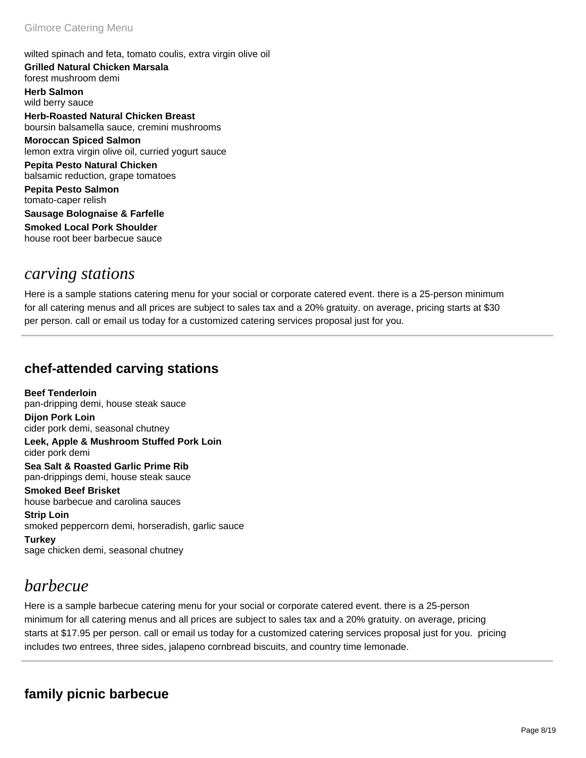wilted spinach and feta, tomato coulis, extra virgin olive oil

**Grilled Natural Chicken Marsala**
forest mushroom demi

**Herb Salmon**
wild berry sauce

**Herb-Roasted Natural Chicken Breast**
boursin balsamella sauce, cremini mushrooms

**Moroccan Spiced Salmon**
lemon extra virgin olive oil, curried yogurt sauce

**Pepita Pesto Natural Chicken**
balsamic reduction, grape tomatoes

**Pepita Pesto Salmon**
tomato-caper relish

**Sausage Bolognaise & Farfelle**

**Smoked Local Pork Shoulder**
house root beer barbecue sauce

# *carving stations*

Here is a sample stations catering menu for your social or corporate catered event. there is a 25-person minimum for all catering menus and all prices are subject to sales tax and a 20% gratuity. on average, pricing starts at $30 per person. call or email us today for a customized catering services proposal just for you.

---

## chef-attended carving stations

**Beef Tenderloin**
pan-dripping demi, house steak sauce

**Dijon Pork Loin**
cider pork demi, seasonal chutney

**Leek, Apple & Mushroom Stuffed Pork Loin**
cider pork demi

**Sea Salt & Roasted Garlic Prime Rib**
pan-drippings demi, house steak sauce

**Smoked Beef Brisket**
house barbecue and carolina sauces

**Strip Loin**
smoked peppercorn demi, horseradish, garlic sauce

**Turkey**
sage chicken demi, seasonal chutney

# *barbecue*

Here is a sample barbecue catering menu for your social or corporate catered event. there is a 25-person minimum for all catering menus and all prices are subject to sales tax and a 20% gratuity. on average, pricing starts at $17.95 per person. call or email us today for a customized catering services proposal just for you. pricing includes two entrees, three sides, jalapeno cornbread biscuits, and country time lemonade.

---

## family picnic barbecue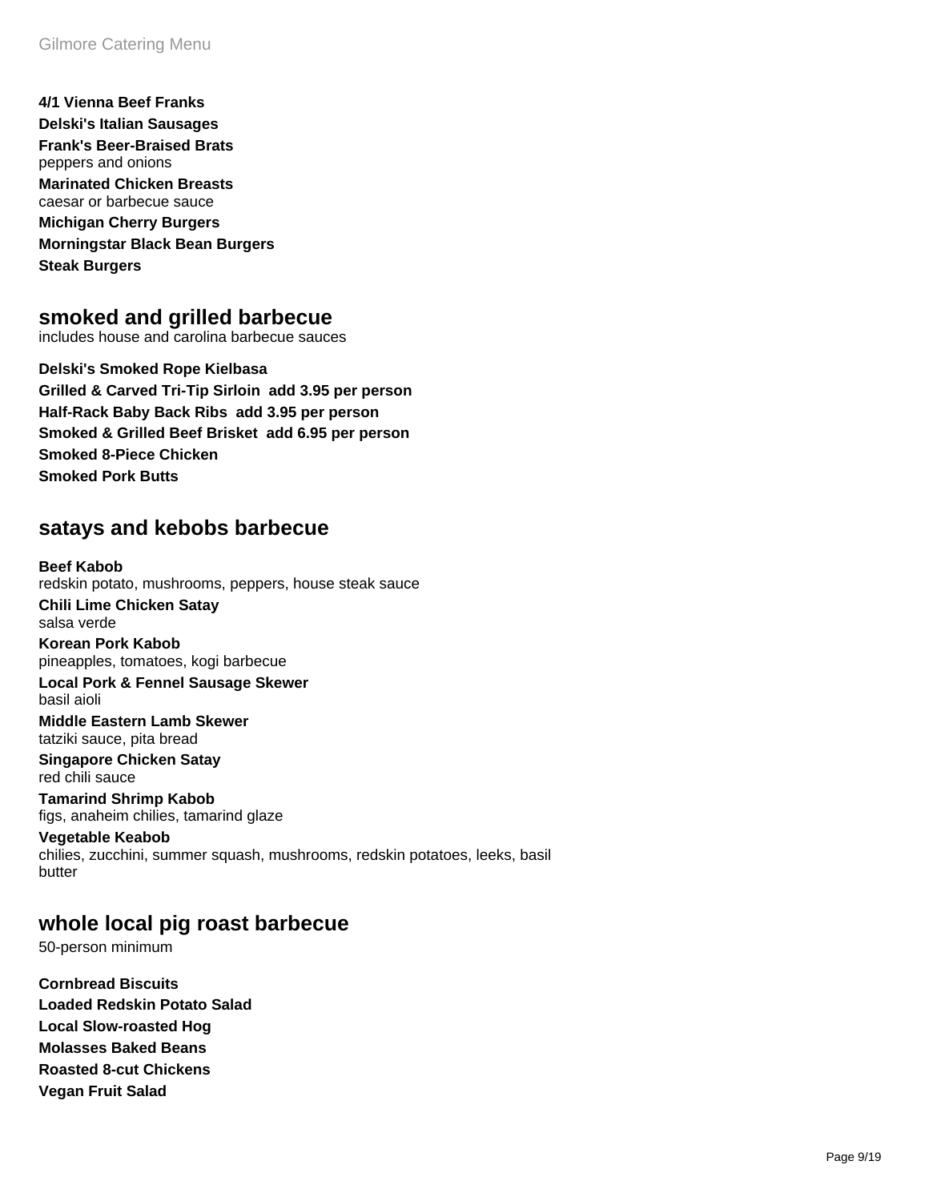**4/1 Vienna Beef Franks**
**Delski's Italian Sausages**
**Frank's Beer-Braised Brats**
peppers and onions
**Marinated Chicken Breasts**
caesar or barbecue sauce
**Michigan Cherry Burgers**
**Morningstar Black Bean Burgers**
**Steak Burgers**

## smoked and grilled barbecue

includes house and carolina barbecue sauces

**Delski's Smoked Rope Kielbasa**
**Grilled & Carved Tri-Tip Sirloin add 3.95 per person**
**Half-Rack Baby Back Ribs add 3.95 per person**
**Smoked & Grilled Beef Brisket add 6.95 per person**
**Smoked 8-Piece Chicken**
**Smoked Pork Butts**

## satays and kebobs barbecue

**Beef Kabob**
redskin potato, mushrooms, peppers, house steak sauce
**Chili Lime Chicken Satay**
salsa verde
**Korean Pork Kabob**
pineapples, tomatoes, kogi barbecue
**Local Pork & Fennel Sausage Skewer**
basil aioli
**Middle Eastern Lamb Skewer**
tatziki sauce, pita bread
**Singapore Chicken Satay**
red chili sauce
**Tamarind Shrimp Kabob**
figs, anaheim chilies, tamarind glaze
**Vegetable Keabob**
chilies, zucchini, summer squash, mushrooms, redskin potatoes, leeks, basil butter

## whole local pig roast barbecue

50-person minimum

**Cornbread Biscuits**
**Loaded Redskin Potato Salad**
**Local Slow-roasted Hog**
**Molasses Baked Beans**
**Roasted 8-cut Chickens**
**Vegan Fruit Salad**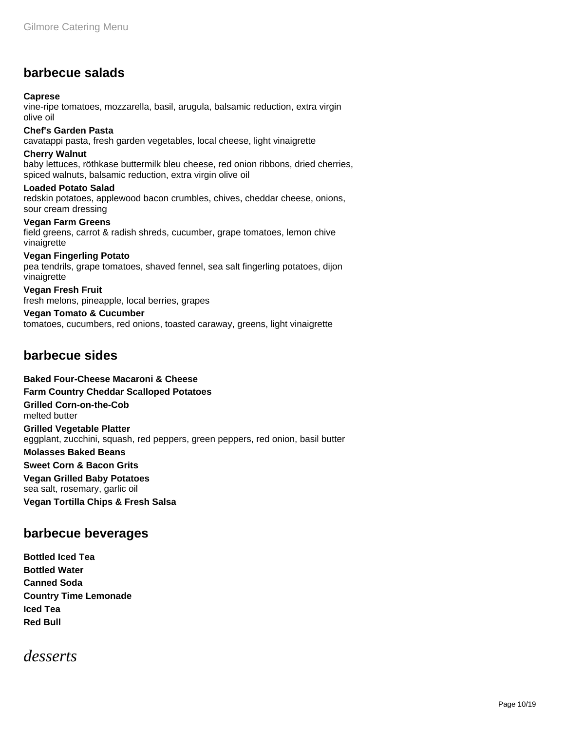## barbecue salads

**Caprese**
vine-ripe tomatoes, mozzarella, basil, arugula, balsamic reduction, extra virgin olive oil

**Chef's Garden Pasta**
cavatappi pasta, fresh garden vegetables, local cheese, light vinaigrette

**Cherry Walnut**
baby lettuces, röthkase buttermilk bleu cheese, red onion ribbons, dried cherries, spiced walnuts, balsamic reduction, extra virgin olive oil

**Loaded Potato Salad**
redskin potatoes, applewood bacon crumbles, chives, cheddar cheese, onions, sour cream dressing

**Vegan Farm Greens**
field greens, carrot & radish shreds, cucumber, grape tomatoes, lemon chive vinaigrette

**Vegan Fingerling Potato**
pea tendrils, grape tomatoes, shaved fennel, sea salt fingerling potatoes, dijon vinaigrette

**Vegan Fresh Fruit**
fresh melons, pineapple, local berries, grapes

**Vegan Tomato & Cucumber**
tomatoes, cucumbers, red onions, toasted caraway, greens, light vinaigrette

## barbecue sides

**Baked Four-Cheese Macaroni & Cheese**

**Farm Country Cheddar Scalloped Potatoes**

**Grilled Corn-on-the-Cob**
melted butter

**Grilled Vegetable Platter**
eggplant, zucchini, squash, red peppers, green peppers, red onion, basil butter

**Molasses Baked Beans**

**Sweet Corn & Bacon Grits**

**Vegan Grilled Baby Potatoes**
sea salt, rosemary, garlic oil

**Vegan Tortilla Chips & Fresh Salsa**

## barbecue beverages

**Bottled Iced Tea**

**Bottled Water**

**Canned Soda**

**Country Time Lemonade**

**Iced Tea**

**Red Bull**

# *desserts*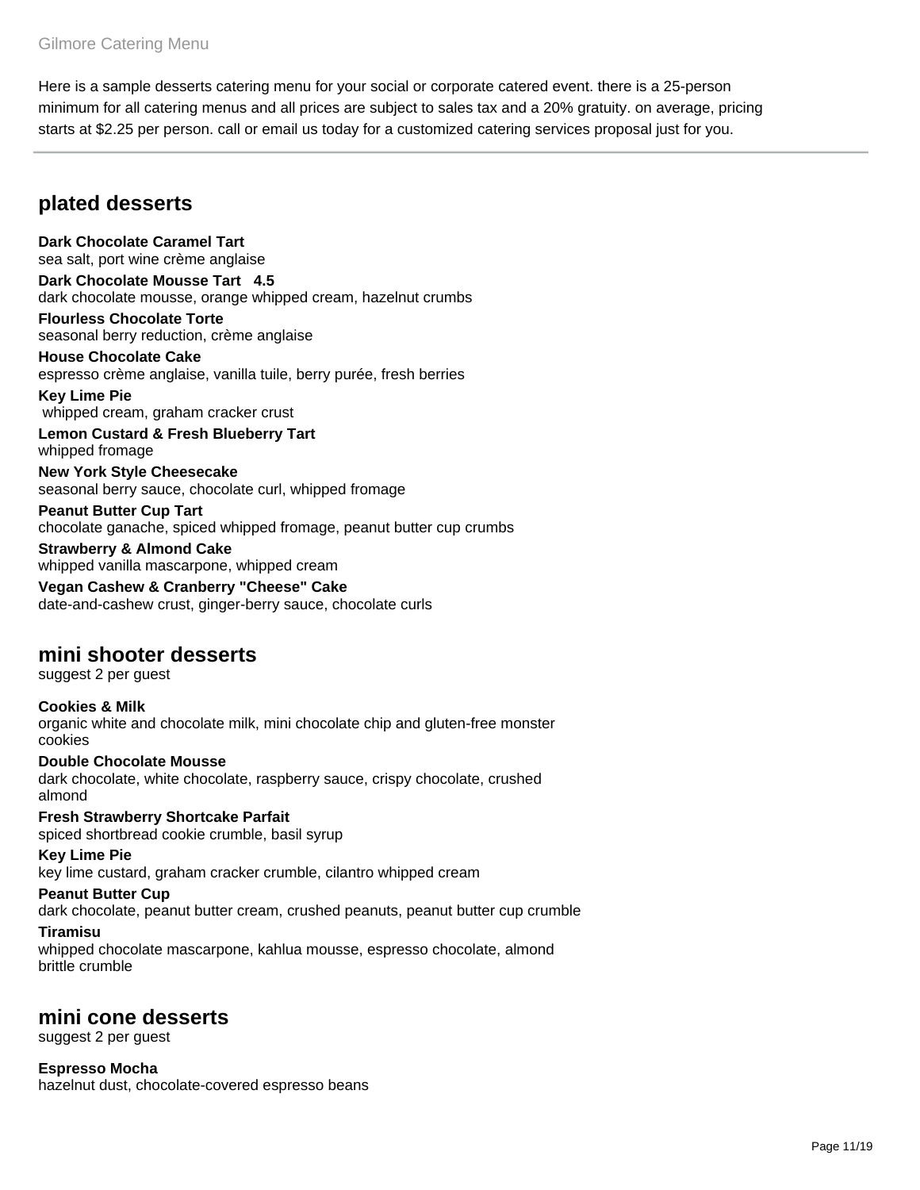Here is a sample desserts catering menu for your social or corporate catered event. there is a 25-person minimum for all catering menus and all prices are subject to sales tax and a 20% gratuity. on average, pricing starts at $2.25 per person. call or email us today for a customized catering services proposal just for you.

---

## plated desserts

**Dark Chocolate Caramel Tart**
sea salt, port wine crème anglaise

**Dark Chocolate Mousse Tart 4.5**
dark chocolate mousse, orange whipped cream, hazelnut crumbs

**Flourless Chocolate Torte**
seasonal berry reduction, crème anglaise

**House Chocolate Cake**
espresso crème anglaise, vanilla tuile, berry purée, fresh berries

**Key Lime Pie**
whipped cream, graham cracker crust

**Lemon Custard & Fresh Blueberry Tart**
whipped fromage

**New York Style Cheesecake**
seasonal berry sauce, chocolate curl, whipped fromage

**Peanut Butter Cup Tart**
chocolate ganache, spiced whipped fromage, peanut butter cup crumbs

**Strawberry & Almond Cake**
whipped vanilla mascarpone, whipped cream

**Vegan Cashew & Cranberry "Cheese" Cake**
date-and-cashew crust, ginger-berry sauce, chocolate curls

## mini shooter desserts

suggest 2 per guest

**Cookies & Milk**
organic white and chocolate milk, mini chocolate chip and gluten-free monster cookies

**Double Chocolate Mousse**
dark chocolate, white chocolate, raspberry sauce, crispy chocolate, crushed almond

**Fresh Strawberry Shortcake Parfait**
spiced shortbread cookie crumble, basil syrup

**Key Lime Pie**
key lime custard, graham cracker crumble, cilantro whipped cream

**Peanut Butter Cup**
dark chocolate, peanut butter cream, crushed peanuts, peanut butter cup crumble

**Tiramisu**
whipped chocolate mascarpone, kahlua mousse, espresso chocolate, almond brittle crumble

## mini cone desserts

suggest 2 per guest

**Espresso Mocha**
hazelnut dust, chocolate-covered espresso beans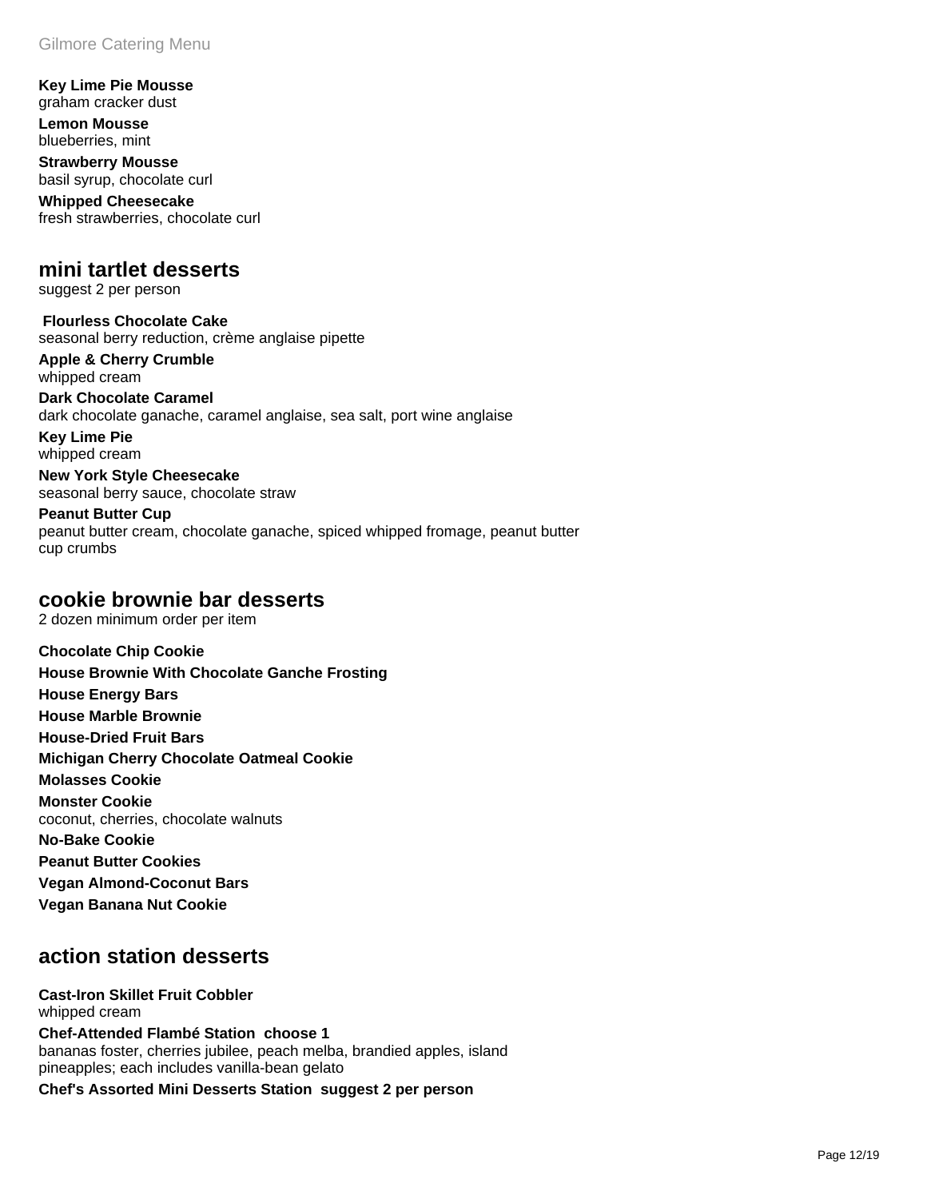**Key Lime Pie Mousse**
graham cracker dust

**Lemon Mousse**
blueberries, mint

**Strawberry Mousse**
basil syrup, chocolate curl

**Whipped Cheesecake**
fresh strawberries, chocolate curl

## mini tartlet desserts

suggest 2 per person

**Flourless Chocolate Cake**
seasonal berry reduction, crème anglaise pipette

**Apple & Cherry Crumble**
whipped cream

**Dark Chocolate Caramel**
dark chocolate ganache, caramel anglaise, sea salt, port wine anglaise

**Key Lime Pie**
whipped cream

**New York Style Cheesecake**
seasonal berry sauce, chocolate straw

**Peanut Butter Cup**
peanut butter cream, chocolate ganache, spiced whipped fromage, peanut butter cup crumbs

## cookie brownie bar desserts

2 dozen minimum order per item

**Chocolate Chip Cookie**

**House Brownie With Chocolate Ganche Frosting**

**House Energy Bars**

**House Marble Brownie**

**House-Dried Fruit Bars**

**Michigan Cherry Chocolate Oatmeal Cookie**

**Molasses Cookie**

**Monster Cookie**
coconut, cherries, chocolate walnuts

**No-Bake Cookie**

**Peanut Butter Cookies**

**Vegan Almond-Coconut Bars**

**Vegan Banana Nut Cookie**

## action station desserts

**Cast-Iron Skillet Fruit Cobbler**
whipped cream

**Chef-Attended Flambé Station choose 1**
bananas foster, cherries jubilee, peach melba, brandied apples, island pineapples; each includes vanilla-bean gelato

**Chef's Assorted Mini Desserts Station suggest 2 per person**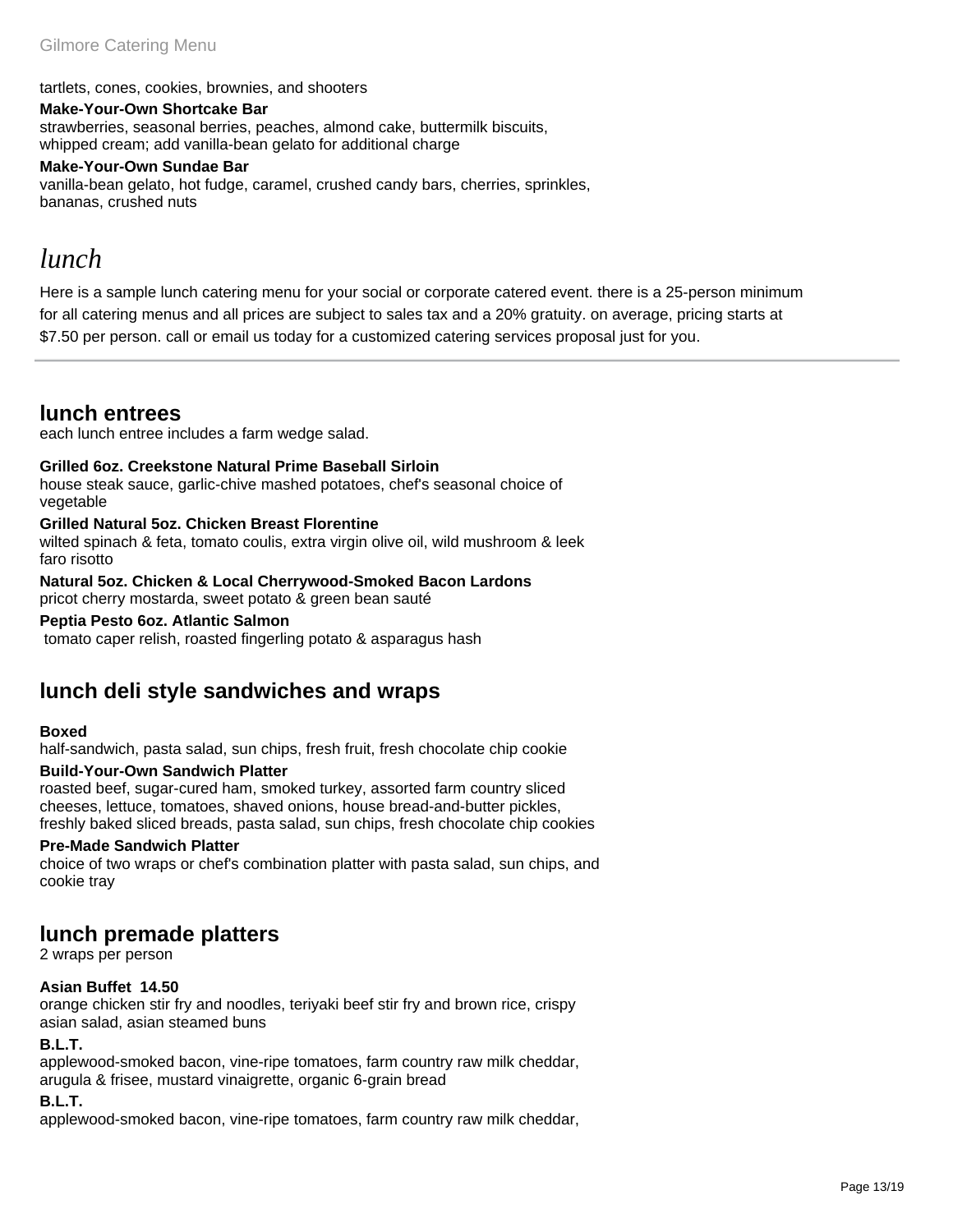tartlets, cones, cookies, brownies, and shooters

**Make-Your-Own Shortcake Bar**
strawberries, seasonal berries, peaches, almond cake, buttermilk biscuits, whipped cream; add vanilla-bean gelato for additional charge

**Make-Your-Own Sundae Bar**
vanilla-bean gelato, hot fudge, caramel, crushed candy bars, cherries, sprinkles, bananas, crushed nuts

# *lunch*

Here is a sample lunch catering menu for your social or corporate catered event. there is a 25-person minimum for all catering menus and all prices are subject to sales tax and a 20% gratuity. on average, pricing starts at $7.50 per person. call or email us today for a customized catering services proposal just for you.

---

## lunch entrees

each lunch entree includes a farm wedge salad.

**Grilled 6oz. Creekstone Natural Prime Baseball Sirloin**
house steak sauce, garlic-chive mashed potatoes, chef's seasonal choice of vegetable

**Grilled Natural 5oz. Chicken Breast Florentine**
wilted spinach & feta, tomato coulis, extra virgin olive oil, wild mushroom & leek faro risotto

**Natural 5oz. Chicken & Local Cherrywood-Smoked Bacon Lardons**
pricot cherry mostarda, sweet potato & green bean sauté

**Peptia Pesto 6oz. Atlantic Salmon**
tomato caper relish, roasted fingerling potato & asparagus hash

## lunch deli style sandwiches and wraps

**Boxed**
half-sandwich, pasta salad, sun chips, fresh fruit, fresh chocolate chip cookie

**Build-Your-Own Sandwich Platter**
roasted beef, sugar-cured ham, smoked turkey, assorted farm country sliced cheeses, lettuce, tomatoes, shaved onions, house bread-and-butter pickles, freshly baked sliced breads, pasta salad, sun chips, fresh chocolate chip cookies

**Pre-Made Sandwich Platter**
choice of two wraps or chef's combination platter with pasta salad, sun chips, and cookie tray

## lunch premade platters

2 wraps per person

**Asian Buffet 14.50**
orange chicken stir fry and noodles, teriyaki beef stir fry and brown rice, crispy asian salad, asian steamed buns

**B.L.T.**
applewood-smoked bacon, vine-ripe tomatoes, farm country raw milk cheddar, arugula & frisee, mustard vinaigrette, organic 6-grain bread

**B.L.T.**
applewood-smoked bacon, vine-ripe tomatoes, farm country raw milk cheddar,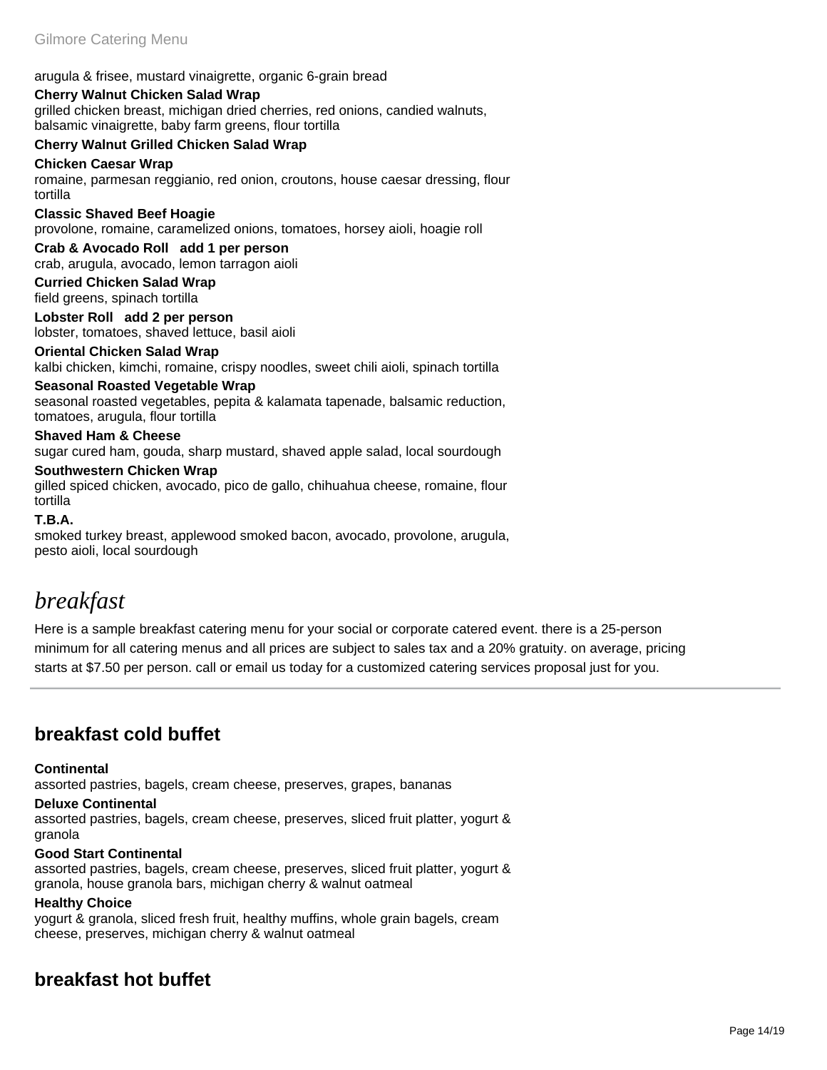arugula & frisee, mustard vinaigrette, organic 6-grain bread

**Cherry Walnut Chicken Salad Wrap**
grilled chicken breast, michigan dried cherries, red onions, candied walnuts, balsamic vinaigrette, baby farm greens, flour tortilla

**Cherry Walnut Grilled Chicken Salad Wrap**

**Chicken Caesar Wrap**
romaine, parmesan reggianio, red onion, croutons, house caesar dressing, flour tortilla

**Classic Shaved Beef Hoagie**
provolone, romaine, caramelized onions, tomatoes, horsey aioli, hoagie roll

**Crab & Avocado Roll   add 1 per person**
crab, arugula, avocado, lemon tarragon aioli

**Curried Chicken Salad Wrap**
field greens, spinach tortilla

**Lobster Roll   add 2 per person**
lobster, tomatoes, shaved lettuce, basil aioli

**Oriental Chicken Salad Wrap**
kalbi chicken, kimchi, romaine, crispy noodles, sweet chili aioli, spinach tortilla

**Seasonal Roasted Vegetable Wrap**
seasonal roasted vegetables, pepita & kalamata tapenade, balsamic reduction, tomatoes, arugula, flour tortilla

**Shaved Ham & Cheese**
sugar cured ham, gouda, sharp mustard, shaved apple salad, local sourdough

**Southwestern Chicken Wrap**
gilled spiced chicken, avocado, pico de gallo, chihuahua cheese, romaine, flour tortilla

**T.B.A.**
smoked turkey breast, applewood smoked bacon, avocado, provolone, arugula, pesto aioli, local sourdough

# *breakfast*

Here is a sample breakfast catering menu for your social or corporate catered event. there is a 25-person minimum for all catering menus and all prices are subject to sales tax and a 20% gratuity. on average, pricing starts at $7.50 per person. call or email us today for a customized catering services proposal just for you.

---

## breakfast cold buffet

**Continental**
assorted pastries, bagels, cream cheese, preserves, grapes, bananas

**Deluxe Continental**
assorted pastries, bagels, cream cheese, preserves, sliced fruit platter, yogurt & granola

**Good Start Continental**
assorted pastries, bagels, cream cheese, preserves, sliced fruit platter, yogurt & granola, house granola bars, michigan cherry & walnut oatmeal

**Healthy Choice**
yogurt & granola, sliced fresh fruit, healthy muffins, whole grain bagels, cream cheese, preserves, michigan cherry & walnut oatmeal

## breakfast hot buffet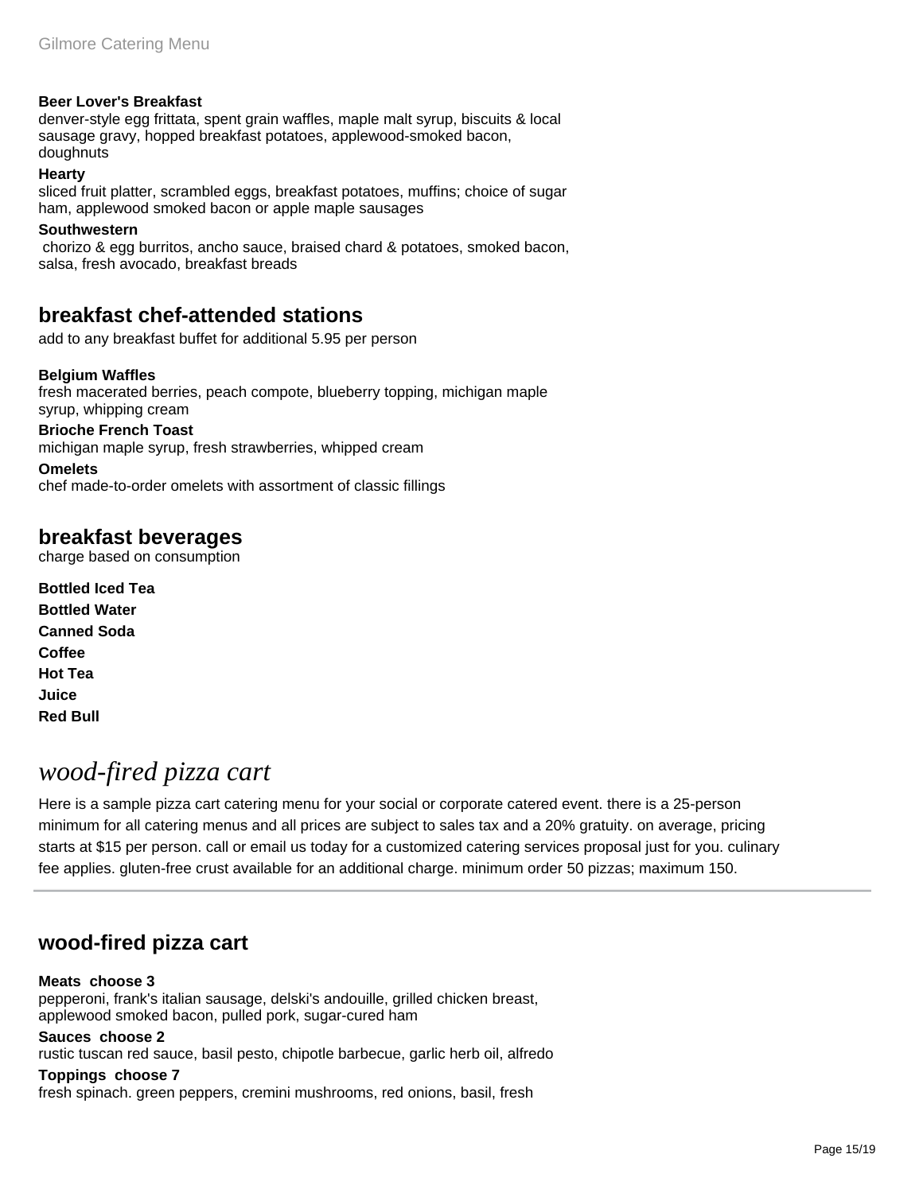**Beer Lover's Breakfast**
denver-style egg frittata, spent grain waffles, maple malt syrup, biscuits & local sausage gravy, hopped breakfast potatoes, applewood-smoked bacon, doughnuts

**Hearty**
sliced fruit platter, scrambled eggs, breakfast potatoes, muffins; choice of sugar ham, applewood smoked bacon or apple maple sausages

**Southwestern**
chorizo & egg burritos, ancho sauce, braised chard & potatoes, smoked bacon, salsa, fresh avocado, breakfast breads

## breakfast chef-attended stations

add to any breakfast buffet for additional 5.95 per person

**Belgium Waffles**
fresh macerated berries, peach compote, blueberry topping, michigan maple syrup, whipping cream

**Brioche French Toast**
michigan maple syrup, fresh strawberries, whipped cream

**Omelets**
chef made-to-order omelets with assortment of classic fillings

## breakfast beverages

charge based on consumption

**Bottled Iced Tea**
**Bottled Water**
**Canned Soda**
**Coffee**
**Hot Tea**
**Juice**
**Red Bull**

# *wood-fired pizza cart*

Here is a sample pizza cart catering menu for your social or corporate catered event. there is a 25-person minimum for all catering menus and all prices are subject to sales tax and a 20% gratuity. on average, pricing starts at $15 per person. call or email us today for a customized catering services proposal just for you. culinary fee applies. gluten-free crust available for an additional charge. minimum order 50 pizzas; maximum 150.

---

## wood-fired pizza cart

**Meats choose 3**
pepperoni, frank's italian sausage, delski's andouille, grilled chicken breast, applewood smoked bacon, pulled pork, sugar-cured ham

**Sauces choose 2**
rustic tuscan red sauce, basil pesto, chipotle barbecue, garlic herb oil, alfredo

**Toppings choose 7**
fresh spinach. green peppers, cremini mushrooms, red onions, basil, fresh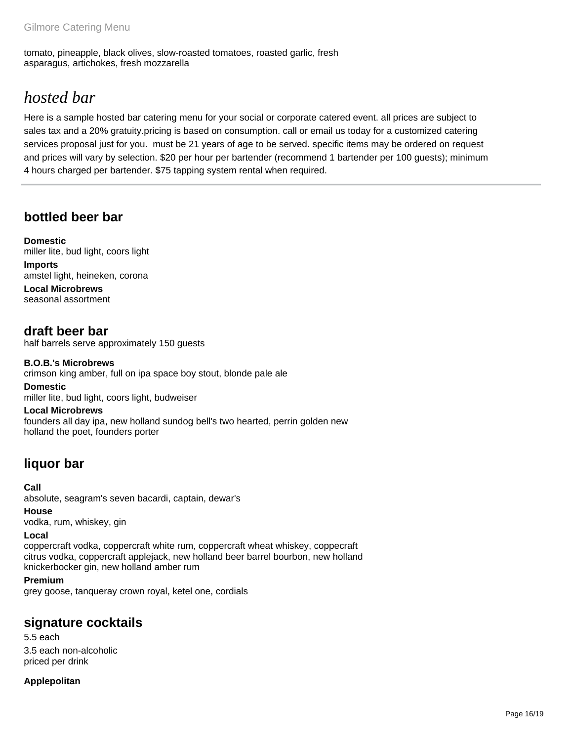tomato, pineapple, black olives, slow-roasted tomatoes, roasted garlic, fresh asparagus, artichokes, fresh mozzarella

# *hosted bar*

Here is a sample hosted bar catering menu for your social or corporate catered event. all prices are subject to sales tax and a 20% gratuity.pricing is based on consumption. call or email us today for a customized catering services proposal just for you.  must be 21 years of age to be served. specific items may be ordered on request and prices will vary by selection. $20 per hour per bartender (recommend 1 bartender per 100 guests); minimum 4 hours charged per bartender. $75 tapping system rental when required.

---

## bottled beer bar

**Domestic**
miller lite, bud light, coors light

**Imports**
amstel light, heineken, corona

**Local Microbrews**
seasonal assortment

## draft beer bar

half barrels serve approximately 150 guests

**B.O.B.'s Microbrews**
crimson king amber, full on ipa space boy stout, blonde pale ale

**Domestic**
miller lite, bud light, coors light, budweiser

**Local Microbrews**
founders all day ipa, new holland sundog bell's two hearted, perrin golden new holland the poet, founders porter

## liquor bar

**Call**
absolute, seagram's seven bacardi, captain, dewar's

**House**
vodka, rum, whiskey, gin

**Local**
coppercraft vodka, coppercraft white rum, coppercraft wheat whiskey, coppecraft citrus vodka, coppercraft applejack, new holland beer barrel bourbon, new holland knickerbocker gin, new holland amber rum

**Premium**
grey goose, tanqueray crown royal, ketel one, cordials

## signature cocktails

5.5 each

3.5 each non-alcoholic
priced per drink

**Applepolitan**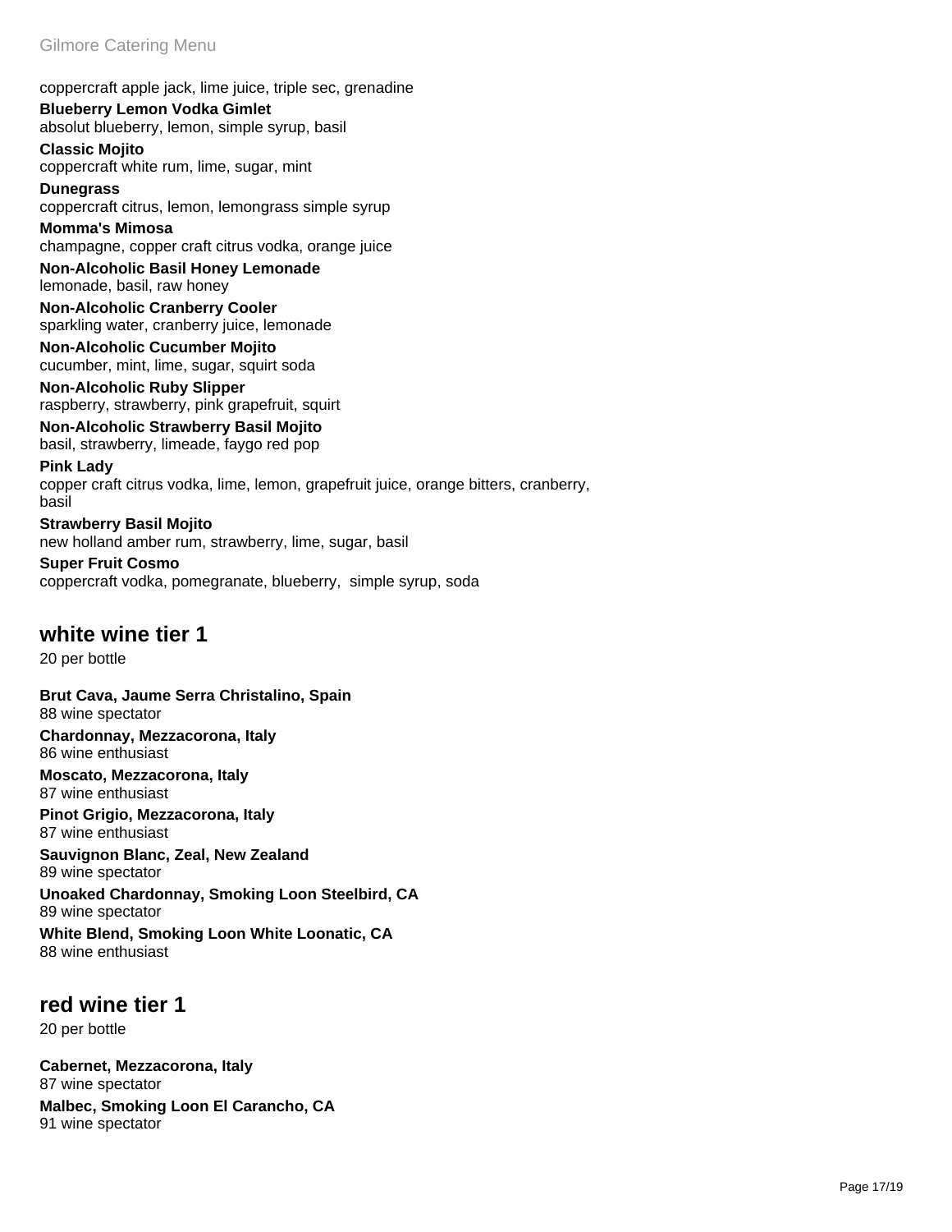coppercraft apple jack, lime juice, triple sec, grenadine

**Blueberry Lemon Vodka Gimlet**
absolut blueberry, lemon, simple syrup, basil

**Classic Mojito**
coppercraft white rum, lime, sugar, mint

**Dunegrass**
coppercraft citrus, lemon, lemongrass simple syrup

**Momma's Mimosa**
champagne, copper craft citrus vodka, orange juice

**Non-Alcoholic Basil Honey Lemonade**
lemonade, basil, raw honey

**Non-Alcoholic Cranberry Cooler**
sparkling water, cranberry juice, lemonade

**Non-Alcoholic Cucumber Mojito**
cucumber, mint, lime, sugar, squirt soda

**Non-Alcoholic Ruby Slipper**
raspberry, strawberry, pink grapefruit, squirt

**Non-Alcoholic Strawberry Basil Mojito**
basil, strawberry, limeade, faygo red pop

**Pink Lady**
copper craft citrus vodka, lime, lemon, grapefruit juice, orange bitters, cranberry, basil

**Strawberry Basil Mojito**
new holland amber rum, strawberry, lime, sugar, basil

**Super Fruit Cosmo**
coppercraft vodka, pomegranate, blueberry, simple syrup, soda

## white wine tier 1

20 per bottle

**Brut Cava, Jaume Serra Christalino, Spain**
88 wine spectator

**Chardonnay, Mezzacorona, Italy**
86 wine enthusiast

**Moscato, Mezzacorona, Italy**
87 wine enthusiast

**Pinot Grigio, Mezzacorona, Italy**
87 wine enthusiast

**Sauvignon Blanc, Zeal, New Zealand**
89 wine spectator

**Unoaked Chardonnay, Smoking Loon Steelbird, CA**
89 wine spectator

**White Blend, Smoking Loon White Loonatic, CA**
88 wine enthusiast

## red wine tier 1

20 per bottle

**Cabernet, Mezzacorona, Italy**
87 wine spectator

**Malbec, Smoking Loon El Carancho, CA**
91 wine spectator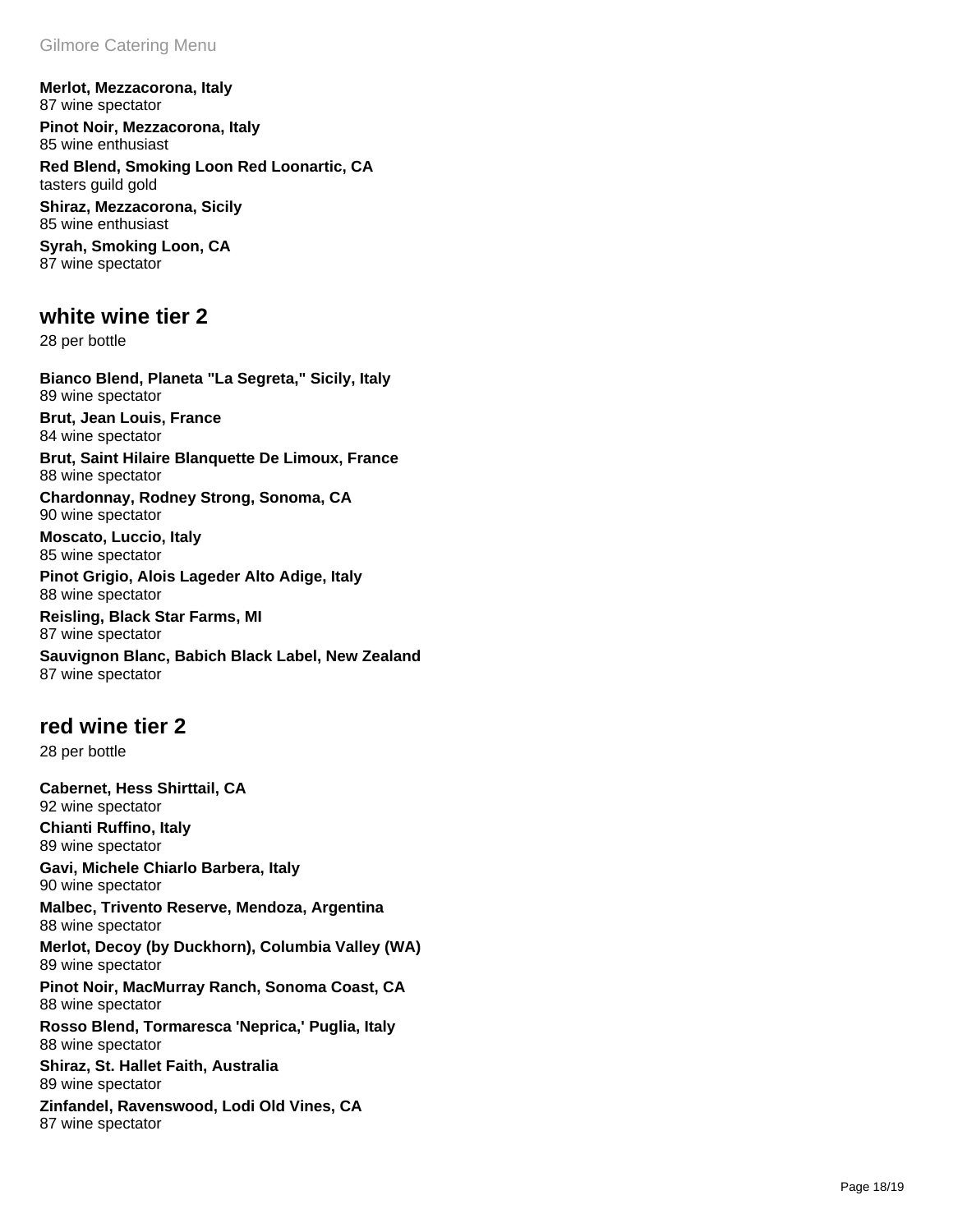**Merlot, Mezzacorona, Italy**
87 wine spectator

**Pinot Noir, Mezzacorona, Italy**
85 wine enthusiast

**Red Blend, Smoking Loon Red Loonartic, CA**
tasters guild gold

**Shiraz, Mezzacorona, Sicily**
85 wine enthusiast

**Syrah, Smoking Loon, CA**
87 wine spectator

## white wine tier 2

28 per bottle

**Bianco Blend, Planeta "La Segreta," Sicily, Italy**
89 wine spectator

**Brut, Jean Louis, France**
84 wine spectator

**Brut, Saint Hilaire Blanquette De Limoux, France**
88 wine spectator

**Chardonnay, Rodney Strong, Sonoma, CA**
90 wine spectator

**Moscato, Luccio, Italy**
85 wine spectator

**Pinot Grigio, Alois Lageder Alto Adige, Italy**
88 wine spectator

**Reisling, Black Star Farms, MI**
87 wine spectator

**Sauvignon Blanc, Babich Black Label, New Zealand**
87 wine spectator

## red wine tier 2

28 per bottle

**Cabernet, Hess Shirttail, CA**
92 wine spectator

**Chianti Ruffino, Italy**
89 wine spectator

**Gavi, Michele Chiarlo Barbera, Italy**
90 wine spectator

**Malbec, Trivento Reserve, Mendoza, Argentina**
88 wine spectator

**Merlot, Decoy (by Duckhorn), Columbia Valley (WA)**
89 wine spectator

**Pinot Noir, MacMurray Ranch, Sonoma Coast, CA**
88 wine spectator

**Rosso Blend, Tormaresca 'Neprica,' Puglia, Italy**
88 wine spectator

**Shiraz, St. Hallet Faith, Australia**
89 wine spectator

**Zinfandel, Ravenswood, Lodi Old Vines, CA**
87 wine spectator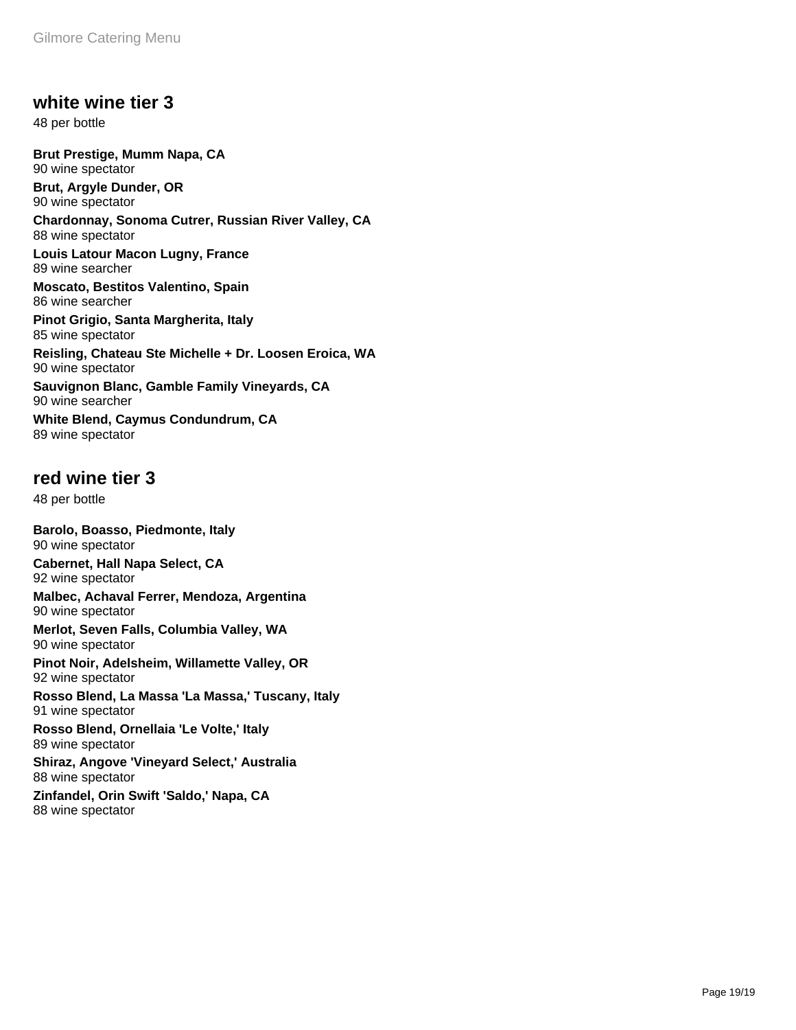## white wine tier 3

48 per bottle

**Brut Prestige, Mumm Napa, CA**
90 wine spectator

**Brut, Argyle Dunder, OR**
90 wine spectator

**Chardonnay, Sonoma Cutrer, Russian River Valley, CA**
88 wine spectator

**Louis Latour Macon Lugny, France**
89 wine searcher

**Moscato, Bestitos Valentino, Spain**
86 wine searcher

**Pinot Grigio, Santa Margherita, Italy**
85 wine spectator

**Reisling, Chateau Ste Michelle + Dr. Loosen Eroica, WA**
90 wine spectator

**Sauvignon Blanc, Gamble Family Vineyards, CA**
90 wine searcher

**White Blend, Caymus Condundrum, CA**
89 wine spectator

## red wine tier 3

48 per bottle

**Barolo, Boasso, Piedmonte, Italy**
90 wine spectator

**Cabernet, Hall Napa Select, CA**
92 wine spectator

**Malbec, Achaval Ferrer, Mendoza, Argentina**
90 wine spectator

**Merlot, Seven Falls, Columbia Valley, WA**
90 wine spectator

**Pinot Noir, Adelsheim, Willamette Valley, OR**
92 wine spectator

**Rosso Blend, La Massa 'La Massa,' Tuscany, Italy**
91 wine spectator

**Rosso Blend, Ornellaia 'Le Volte,' Italy**
89 wine spectator

**Shiraz, Angove 'Vineyard Select,' Australia**
88 wine spectator

**Zinfandel, Orin Swift 'Saldo,' Napa, CA**
88 wine spectator